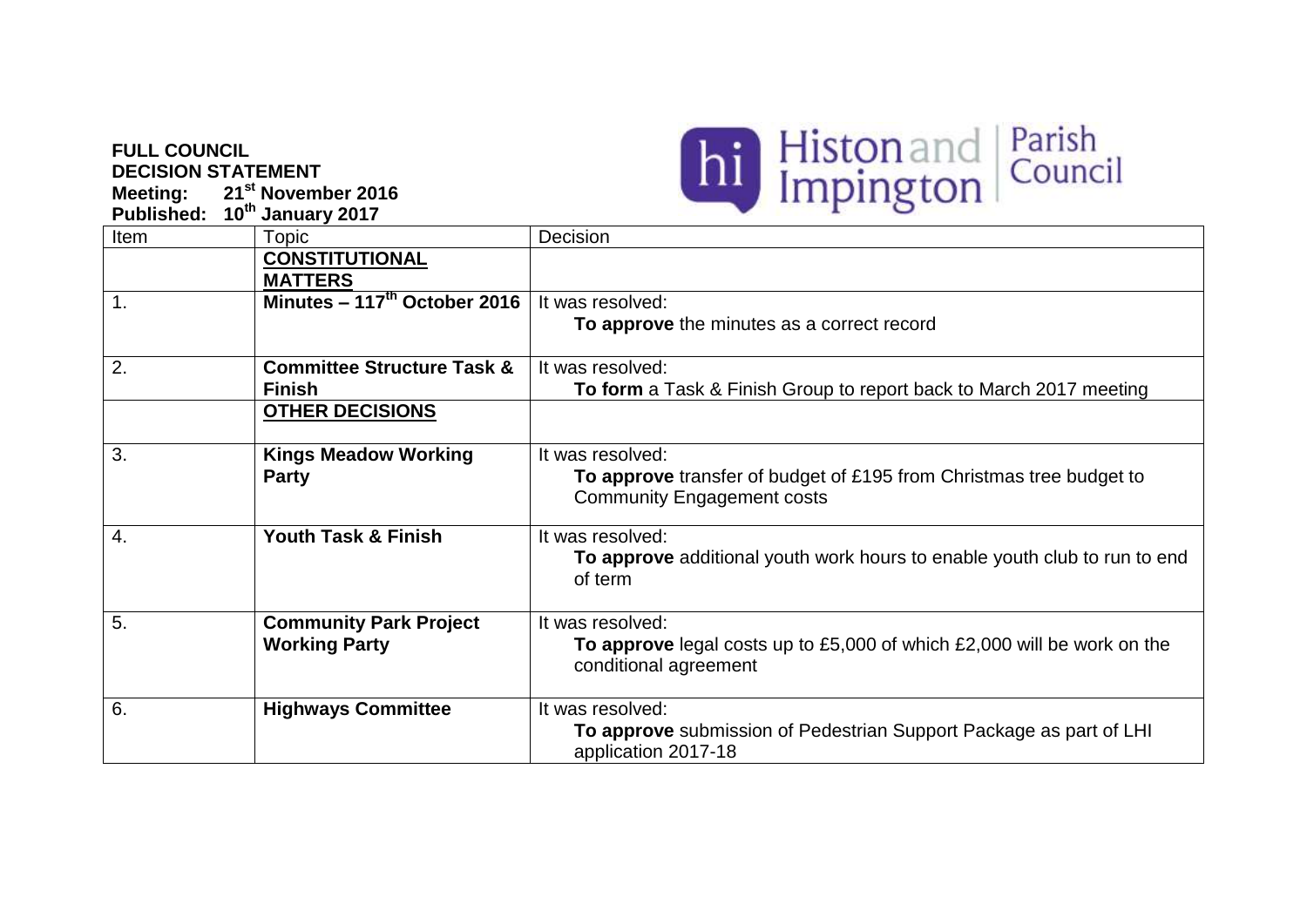**FULL COUNCIL**
**DECISION STATEMENT**
**Meeting: 21st November 2016**
**Published: 10th January 2017**

Histon and Impington Parish Council

| Item | Topic | Decision |
|---|---|---|
| | **CONSTITUTIONAL MATTERS** | |
| 1. | **Minutes – 117th October 2016** | It was resolved: **To approve** the minutes as a correct record |
| 2. | **Committee Structure Task & Finish** | It was resolved: **To form** a Task & Finish Group to report back to March 2017 meeting |
| | **OTHER DECISIONS** | |
| 3. | **Kings Meadow Working Party** | It was resolved: **To approve** transfer of budget of £195 from Christmas tree budget to Community Engagement costs |
| 4. | **Youth Task & Finish** | It was resolved: **To approve** additional youth work hours to enable youth club to run to end of term |
| 5. | **Community Park Project Working Party** | It was resolved: **To approve** legal costs up to £5,000 of which £2,000 will be work on the conditional agreement |
| 6. | **Highways Committee** | It was resolved: **To approve** submission of Pedestrian Support Package as part of LHI application 2017-18 |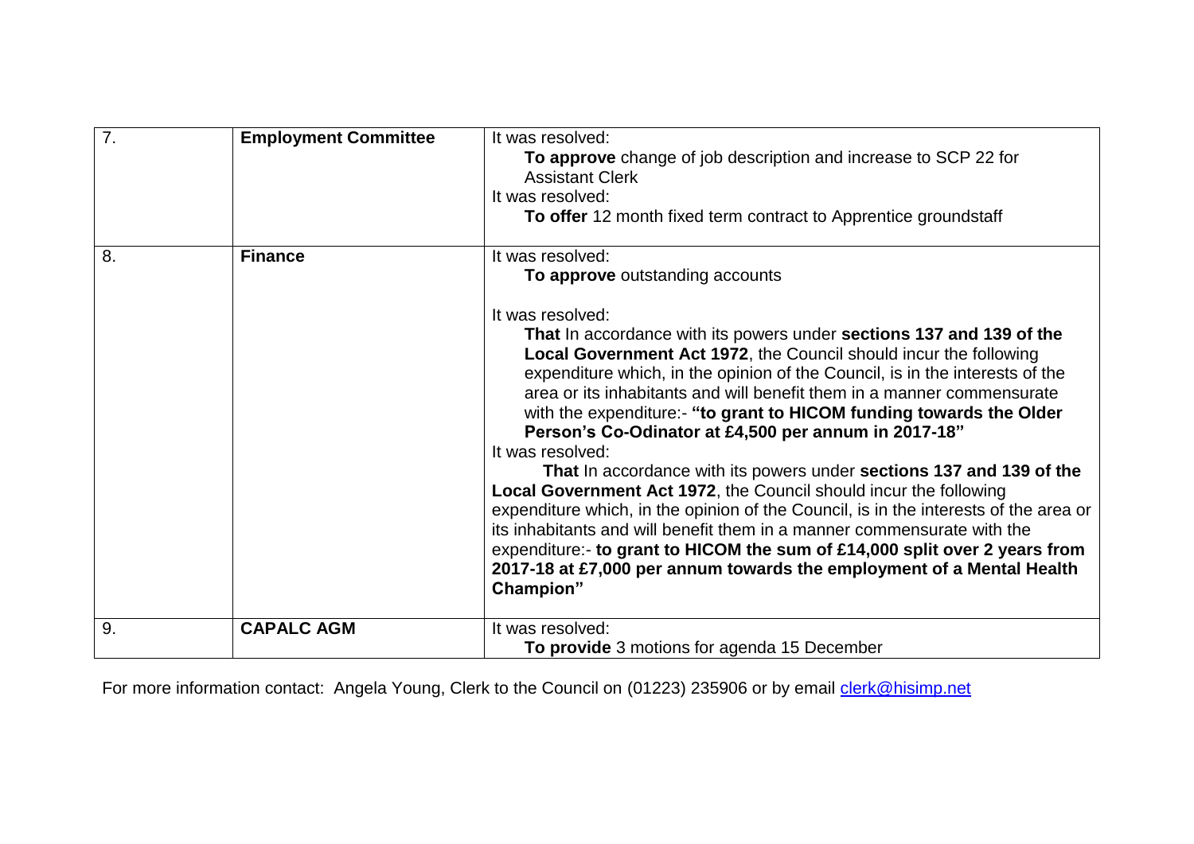| | | |
|---|---|---|
| 7. | **Employment Committee** | It was resolved:<br>**To approve** change of job description and increase to SCP 22 for Assistant Clerk<br>It was resolved:<br>**To offer** 12 month fixed term contract to Apprentice groundstaff |
| 8. | **Finance** | It was resolved:<br>**To approve** outstanding accounts<br><br>It was resolved:<br>**That** In accordance with its powers under **sections 137 and 139 of the Local Government Act 1972**, the Council should incur the following expenditure which, in the opinion of the Council, is in the interests of the area or its inhabitants and will benefit them in a manner commensurate with the expenditure:- **"to grant to HICOM funding towards the Older Person's Co-Odinator at £4,500 per annum in 2017-18"**<br>It was resolved:<br>**That** In accordance with its powers under **sections 137 and 139 of the Local Government Act 1972**, the Council should incur the following expenditure which, in the opinion of the Council, is in the interests of the area or its inhabitants and will benefit them in a manner commensurate with the expenditure:- **to grant to HICOM the sum of £14,000 split over 2 years from 2017-18 at £7,000 per annum towards the employment of a Mental Health Champion"** |
| 9. | **CAPALC AGM** | It was resolved:<br>**To provide** 3 motions for agenda 15 December |

For more information contact: Angela Young, Clerk to the Council on (01223) 235906 or by email clerk@hisimp.net